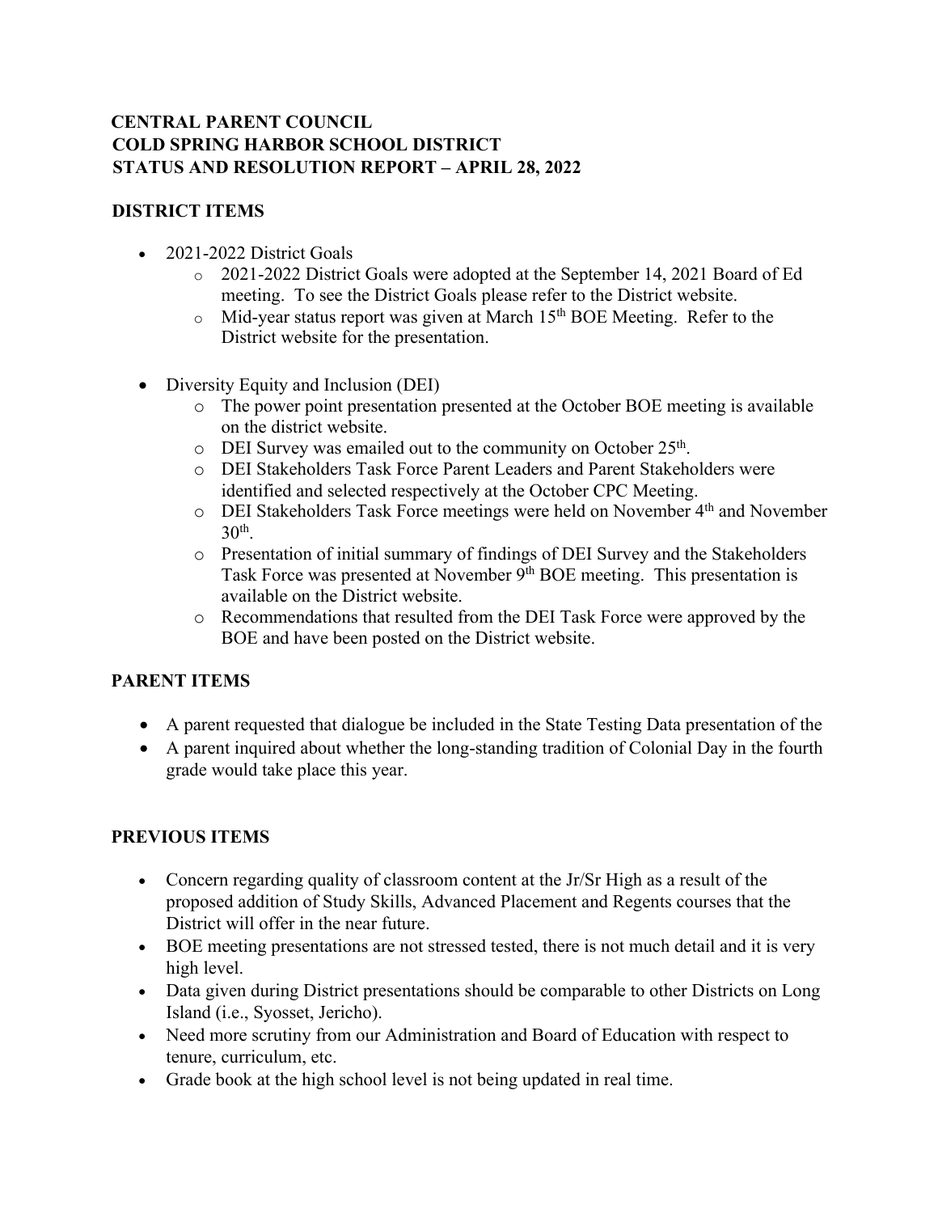**CENTRAL PARENT COUNCIL**
**COLD SPRING HARBOR SCHOOL DISTRICT**
**STATUS AND RESOLUTION REPORT – APRIL 28, 2022**

## DISTRICT ITEMS

- 2021-2022 District Goals
  - 2021-2022 District Goals were adopted at the September 14, 2021 Board of Ed meeting. To see the District Goals please refer to the District website.
  - Mid-year status report was given at March 15th BOE Meeting. Refer to the District website for the presentation.
- Diversity Equity and Inclusion (DEI)
  - The power point presentation presented at the October BOE meeting is available on the district website.
  - DEI Survey was emailed out to the community on October 25th.
  - DEI Stakeholders Task Force Parent Leaders and Parent Stakeholders were identified and selected respectively at the October CPC Meeting.
  - DEI Stakeholders Task Force meetings were held on November 4th and November 30th.
  - Presentation of initial summary of findings of DEI Survey and the Stakeholders Task Force was presented at November 9th BOE meeting. This presentation is available on the District website.
  - Recommendations that resulted from the DEI Task Force were approved by the BOE and have been posted on the District website.

## PARENT ITEMS

- A parent requested that dialogue be included in the State Testing Data presentation of the
- A parent inquired about whether the long-standing tradition of Colonial Day in the fourth grade would take place this year.

## PREVIOUS ITEMS

- Concern regarding quality of classroom content at the Jr/Sr High as a result of the proposed addition of Study Skills, Advanced Placement and Regents courses that the District will offer in the near future.
- BOE meeting presentations are not stressed tested, there is not much detail and it is very high level.
- Data given during District presentations should be comparable to other Districts on Long Island (i.e., Syosset, Jericho).
- Need more scrutiny from our Administration and Board of Education with respect to tenure, curriculum, etc.
- Grade book at the high school level is not being updated in real time.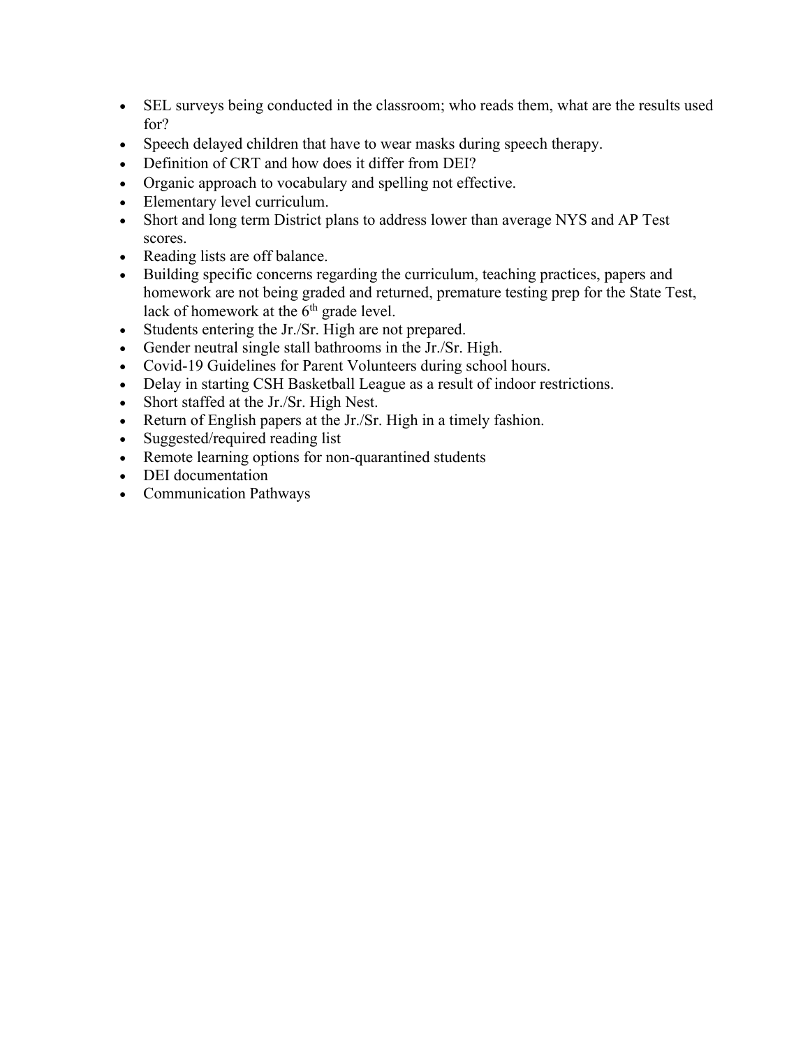- SEL surveys being conducted in the classroom; who reads them, what are the results used for?
- Speech delayed children that have to wear masks during speech therapy.
- Definition of CRT and how does it differ from DEI?
- Organic approach to vocabulary and spelling not effective.
- Elementary level curriculum.
- Short and long term District plans to address lower than average NYS and AP Test scores.
- Reading lists are off balance.
- Building specific concerns regarding the curriculum, teaching practices, papers and homework are not being graded and returned, premature testing prep for the State Test, lack of homework at the 6th grade level.
- Students entering the Jr./Sr. High are not prepared.
- Gender neutral single stall bathrooms in the Jr./Sr. High.
- Covid-19 Guidelines for Parent Volunteers during school hours.
- Delay in starting CSH Basketball League as a result of indoor restrictions.
- Short staffed at the Jr./Sr. High Nest.
- Return of English papers at the Jr./Sr. High in a timely fashion.
- Suggested/required reading list
- Remote learning options for non-quarantined students
- DEI documentation
- Communication Pathways